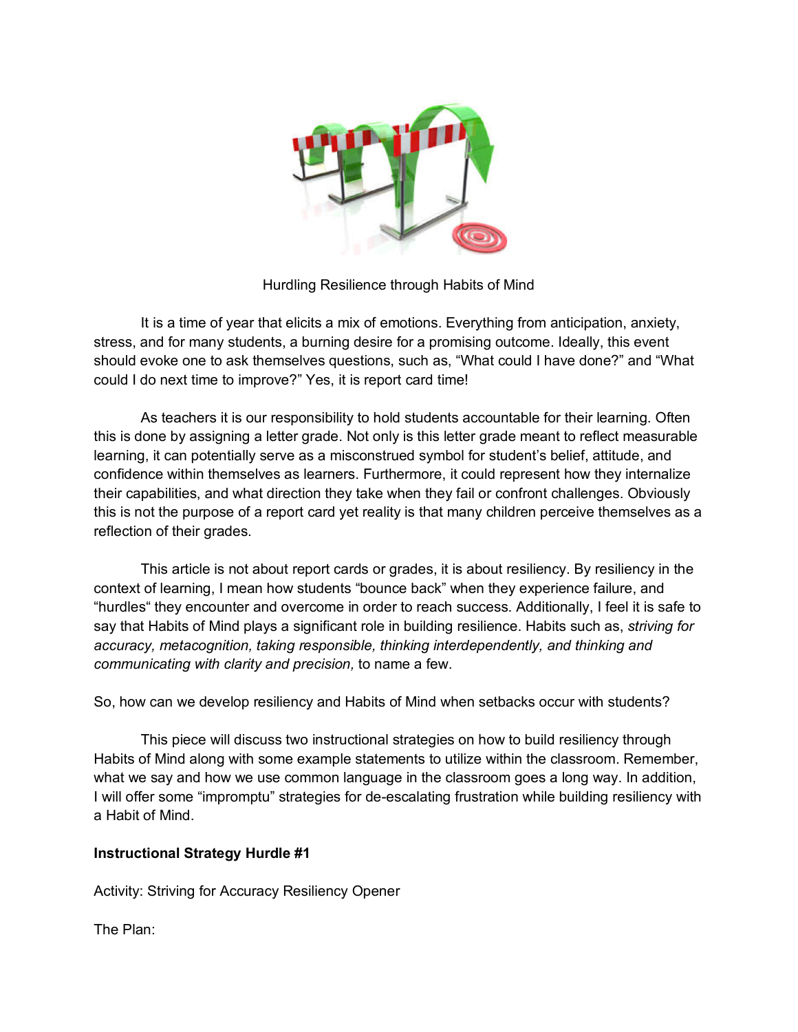Hurdling Resilience through Habits of Mind

It is a time of year that elicits a mix of emotions. Everything from anticipation, anxiety, stress, and for many students, a burning desire for a promising outcome. Ideally, this event should evoke one to ask themselves questions, such as, "What could I have done?" and "What could I do next time to improve?" Yes, it is report card time!

As teachers it is our responsibility to hold students accountable for their learning. Often this is done by assigning a letter grade. Not only is this letter grade meant to reflect measurable learning, it can potentially serve as a misconstrued symbol for student's belief, attitude, and confidence within themselves as learners. Furthermore, it could represent how they internalize their capabilities, and what direction they take when they fail or confront challenges. Obviously this is not the purpose of a report card yet reality is that many children perceive themselves as a reflection of their grades.

This article is not about report cards or grades, it is about resiliency. By resiliency in the context of learning, I mean how students "bounce back" when they experience failure, and "hurdles" they encounter and overcome in order to reach success. Additionally, I feel it is safe to say that Habits of Mind plays a significant role in building resilience. Habits such as, *striving for accuracy, metacognition, taking responsible, thinking interdependently, and thinking and communicating with clarity and precision,* to name a few.

So, how can we develop resiliency and Habits of Mind when setbacks occur with students?

This piece will discuss two instructional strategies on how to build resiliency through Habits of Mind along with some example statements to utilize within the classroom. Remember, what we say and how we use common language in the classroom goes a long way. In addition, I will offer some "impromptu" strategies for de-escalating frustration while building resiliency with a Habit of Mind.

**Instructional Strategy Hurdle #1**

Activity: Striving for Accuracy Resiliency Opener

The Plan: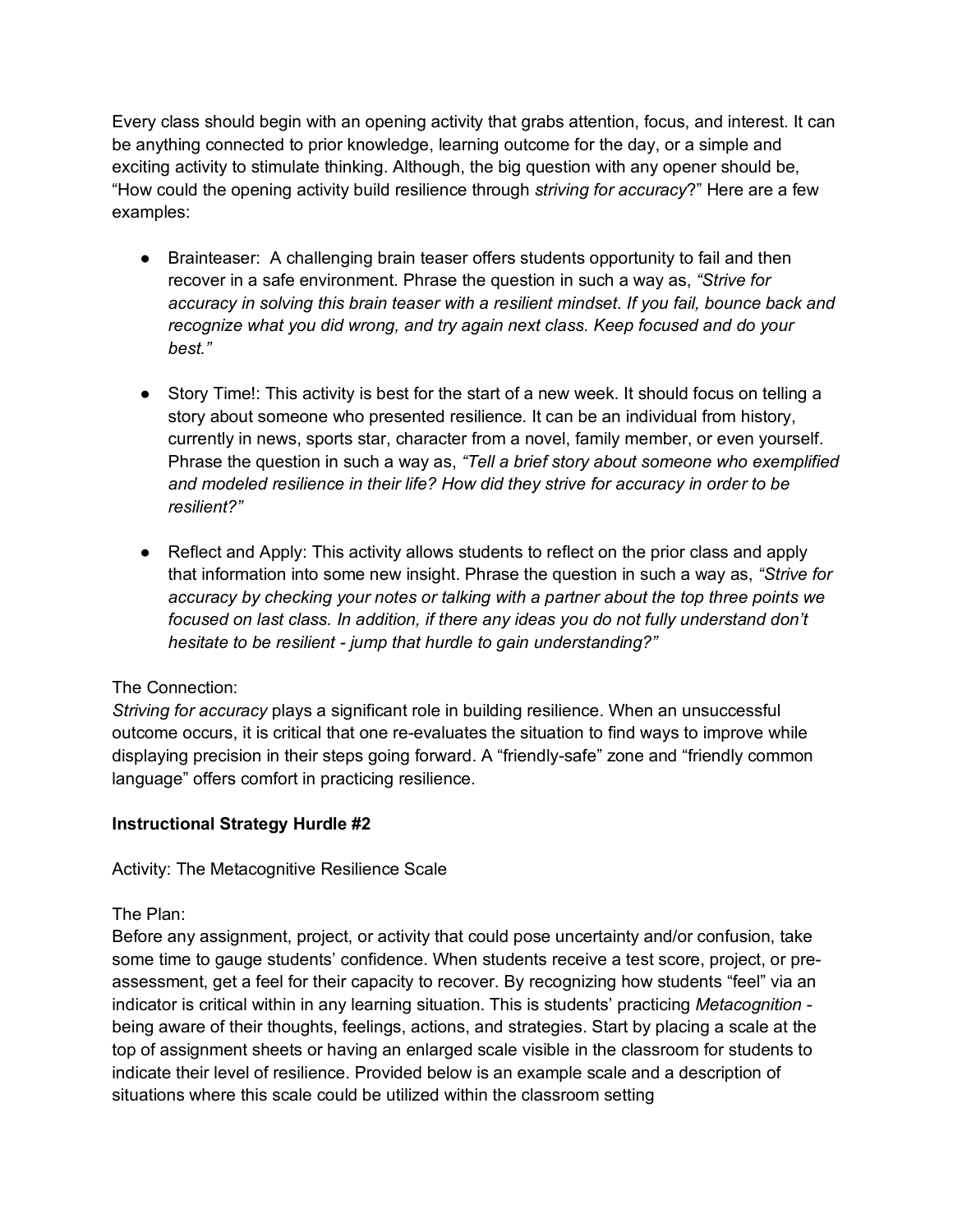Every class should begin with an opening activity that grabs attention, focus, and interest. It can be anything connected to prior knowledge, learning outcome for the day, or a simple and exciting activity to stimulate thinking. Although, the big question with any opener should be, “How could the opening activity build resilience through *striving for accuracy*?” Here are a few examples:

- Brainteaser: A challenging brain teaser offers students opportunity to fail and then recover in a safe environment. Phrase the question in such a way as, *“Strive for accuracy in solving this brain teaser with a resilient mindset. If you fail, bounce back and recognize what you did wrong, and try again next class. Keep focused and do your best.”*

- Story Time!: This activity is best for the start of a new week. It should focus on telling a story about someone who presented resilience. It can be an individual from history, currently in news, sports star, character from a novel, family member, or even yourself. Phrase the question in such a way as, *“Tell a brief story about someone who exemplified and modeled resilience in their life? How did they strive for accuracy in order to be resilient?”*

- Reflect and Apply: This activity allows students to reflect on the prior class and apply that information into some new insight. Phrase the question in such a way as, *“Strive for accuracy by checking your notes or talking with a partner about the top three points we focused on last class. In addition, if there any ideas you do not fully understand don’t hesitate to be resilient - jump that hurdle to gain understanding?”*

The Connection:
*Striving for accuracy* plays a significant role in building resilience. When an unsuccessful outcome occurs, it is critical that one re-evaluates the situation to find ways to improve while displaying precision in their steps going forward. A “friendly-safe” zone and “friendly common language” offers comfort in practicing resilience.

**Instructional Strategy Hurdle #2**

Activity: The Metacognitive Resilience Scale

The Plan:
Before any assignment, project, or activity that could pose uncertainty and/or confusion, take some time to gauge students’ confidence. When students receive a test score, project, or pre-assessment, get a feel for their capacity to recover. By recognizing how students “feel” via an indicator is critical within in any learning situation. This is students’ practicing *Metacognition* - being aware of their thoughts, feelings, actions, and strategies. Start by placing a scale at the top of assignment sheets or having an enlarged scale visible in the classroom for students to indicate their level of resilience. Provided below is an example scale and a description of situations where this scale could be utilized within the classroom setting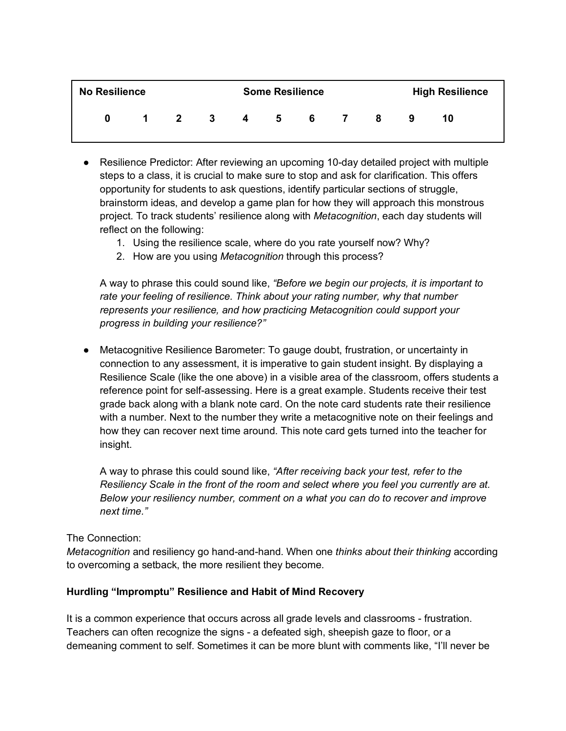| No Resilience | | | | | Some Resilience | | | | | High Resilience |
|---|---|---|---|---|---|---|---|---|---|---|
| 0 | 1 | 2 | 3 | 4 | 5 | 6 | 7 | 8 | 9 | 10 |

- Resilience Predictor: After reviewing an upcoming 10-day detailed project with multiple steps to a class, it is crucial to make sure to stop and ask for clarification. This offers opportunity for students to ask questions, identify particular sections of struggle, brainstorm ideas, and develop a game plan for how they will approach this monstrous project. To track students' resilience along with *Metacognition*, each day students will reflect on the following:
    1. Using the resilience scale, where do you rate yourself now? Why?
    2. How are you using *Metacognition* through this process?

    A way to phrase this could sound like, *"Before we begin our projects, it is important to rate your feeling of resilience. Think about your rating number, why that number represents your resilience, and how practicing Metacognition could support your progress in building your resilience?"*

- Metacognitive Resilience Barometer: To gauge doubt, frustration, or uncertainty in connection to any assessment, it is imperative to gain student insight. By displaying a Resilience Scale (like the one above) in a visible area of the classroom, offers students a reference point for self-assessing. Here is a great example. Students receive their test grade back along with a blank note card. On the note card students rate their resilience with a number. Next to the number they write a metacognitive note on their feelings and how they can recover next time around. This note card gets turned into the teacher for insight.

    A way to phrase this could sound like, *"After receiving back your test, refer to the Resiliency Scale in the front of the room and select where you feel you currently are at. Below your resiliency number, comment on a what you can do to recover and improve next time."*

The Connection:
*Metacognition* and resiliency go hand-and-hand. When one *thinks about their thinking* according to overcoming a setback, the more resilient they become.

**Hurdling "Impromptu" Resilience and Habit of Mind Recovery**

It is a common experience that occurs across all grade levels and classrooms - frustration. Teachers can often recognize the signs - a defeated sigh, sheepish gaze to floor, or a demeaning comment to self. Sometimes it can be more blunt with comments like, "I'll never be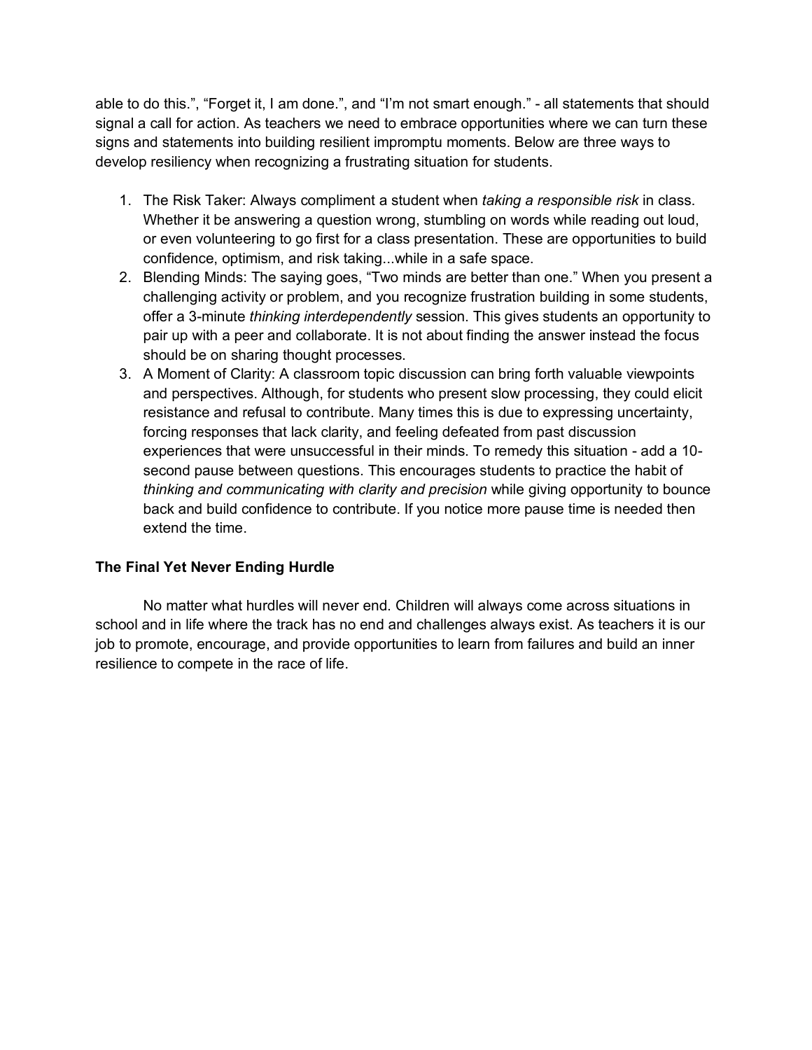able to do this.", "Forget it, I am done.", and "I'm not smart enough." - all statements that should signal a call for action. As teachers we need to embrace opportunities where we can turn these signs and statements into building resilient impromptu moments. Below are three ways to develop resiliency when recognizing a frustrating situation for students.

1. The Risk Taker: Always compliment a student when *taking a responsible risk* in class. Whether it be answering a question wrong, stumbling on words while reading out loud, or even volunteering to go first for a class presentation. These are opportunities to build confidence, optimism, and risk taking...while in a safe space.
2. Blending Minds: The saying goes, "Two minds are better than one." When you present a challenging activity or problem, and you recognize frustration building in some students, offer a 3-minute *thinking interdependently* session. This gives students an opportunity to pair up with a peer and collaborate. It is not about finding the answer instead the focus should be on sharing thought processes.
3. A Moment of Clarity: A classroom topic discussion can bring forth valuable viewpoints and perspectives. Although, for students who present slow processing, they could elicit resistance and refusal to contribute. Many times this is due to expressing uncertainty, forcing responses that lack clarity, and feeling defeated from past discussion experiences that were unsuccessful in their minds. To remedy this situation - add a 10-second pause between questions. This encourages students to practice the habit of *thinking and communicating with clarity and precision* while giving opportunity to bounce back and build confidence to contribute. If you notice more pause time is needed then extend the time.

**The Final Yet Never Ending Hurdle**

No matter what hurdles will never end. Children will always come across situations in school and in life where the track has no end and challenges always exist. As teachers it is our job to promote, encourage, and provide opportunities to learn from failures and build an inner resilience to compete in the race of life.